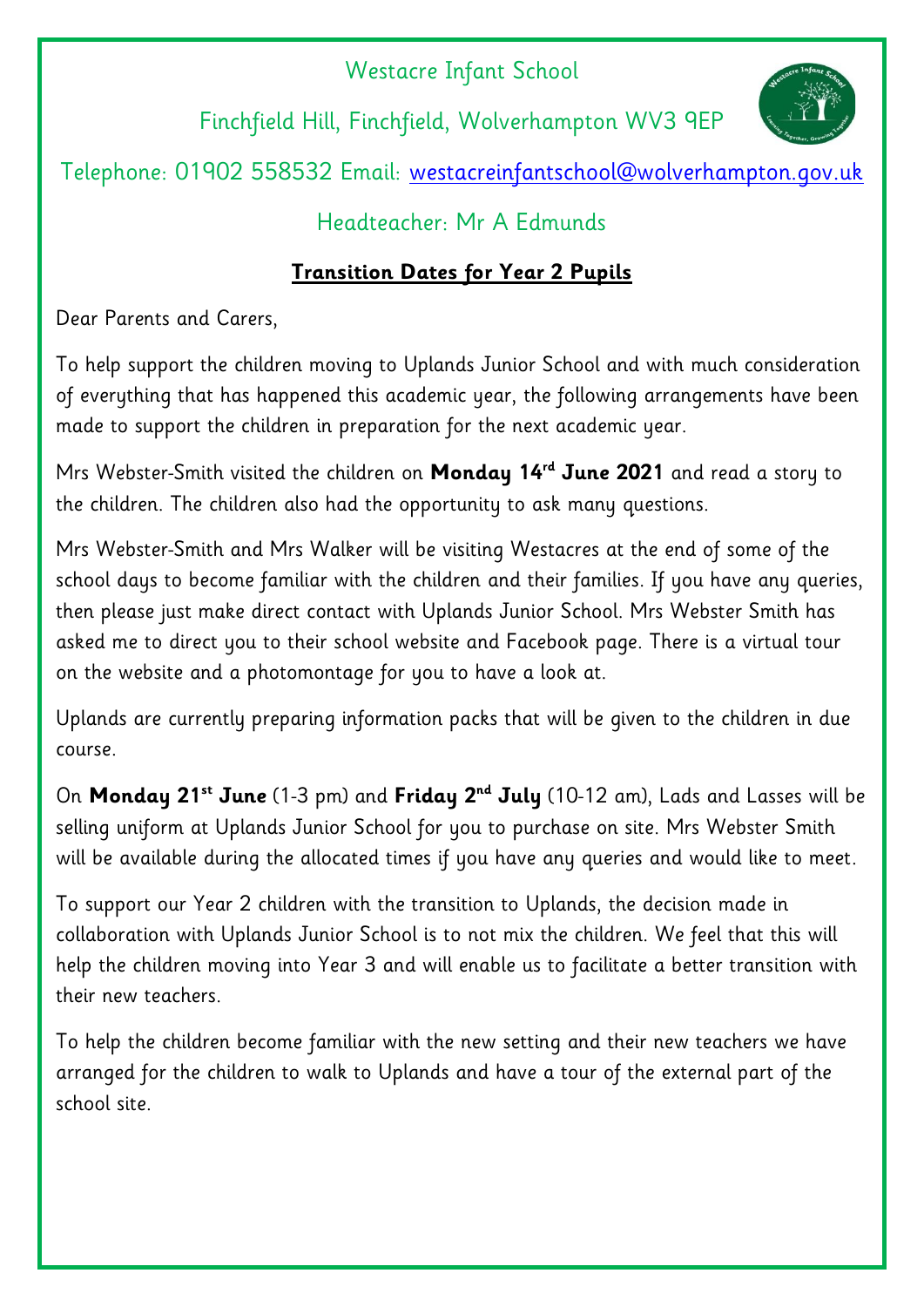Westacre Infant School

Finchfield Hill, Finchfield, Wolverhampton WV3 9EP

Telephone: 01902 558532 Email: westacreinfantschool@wolverhampton.gov.uk

Headteacher: Mr A Edmunds

## Transition Dates for Year 2 Pupils

Dear Parents and Carers,

To help support the children moving to Uplands Junior School and with much consideration of everything that has happened this academic year, the following arrangements have been made to support the children in preparation for the next academic year.

Mrs Webster-Smith visited the children on **Monday 14rd June 2021** and read a story to the children. The children also had the opportunity to ask many questions.

Mrs Webster-Smith and Mrs Walker will be visiting Westacres at the end of some of the school days to become familiar with the children and their families. If you have any queries, then please just make direct contact with Uplands Junior School. Mrs Webster Smith has asked me to direct you to their school website and Facebook page. There is a virtual tour on the website and a photomontage for you to have a look at.

Uplands are currently preparing information packs that will be given to the children in due course.

On **Monday 21st June** (1-3 pm) and **Friday 2nd July** (10-12 am), Lads and Lasses will be selling uniform at Uplands Junior School for you to purchase on site. Mrs Webster Smith will be available during the allocated times if you have any queries and would like to meet.

To support our Year 2 children with the transition to Uplands, the decision made in collaboration with Uplands Junior School is to not mix the children. We feel that this will help the children moving into Year 3 and will enable us to facilitate a better transition with their new teachers.

To help the children become familiar with the new setting and their new teachers we have arranged for the children to walk to Uplands and have a tour of the external part of the school site.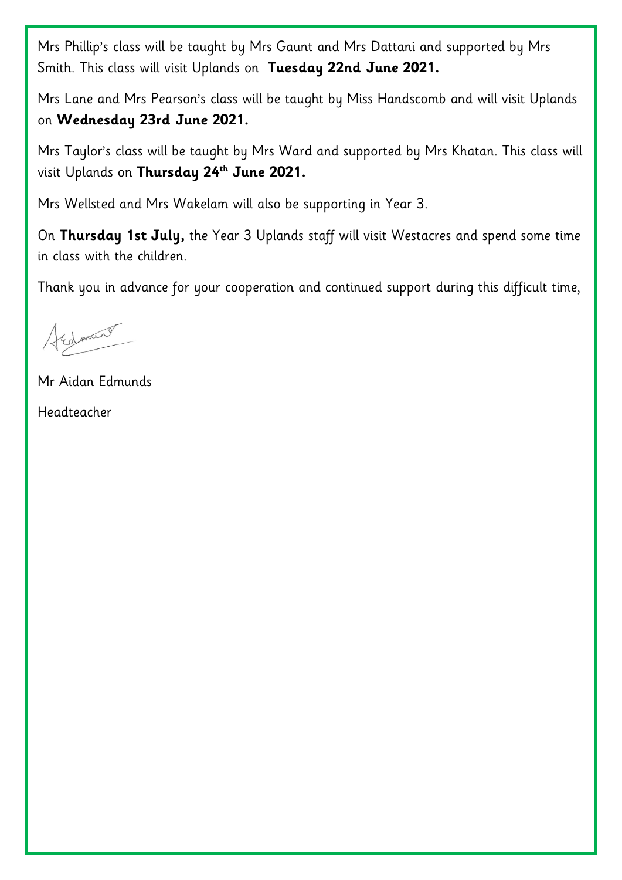Mrs Phillip's class will be taught by Mrs Gaunt and Mrs Dattani and supported by Mrs Smith. This class will visit Uplands on **Tuesday 22nd June 2021.**

Mrs Lane and Mrs Pearson's class will be taught by Miss Handscomb and will visit Uplands on **Wednesday 23rd June 2021.**

Mrs Taylor's class will be taught by Mrs Ward and supported by Mrs Khatan. This class will visit Uplands on **Thursday 24th June 2021.**

Mrs Wellsted and Mrs Wakelam will also be supporting in Year 3.

On **Thursday 1st July,** the Year 3 Uplands staff will visit Westacres and spend some time in class with the children.

Thank you in advance for your cooperation and continued support during this difficult time,

Mr Aidan Edmunds

Headteacher